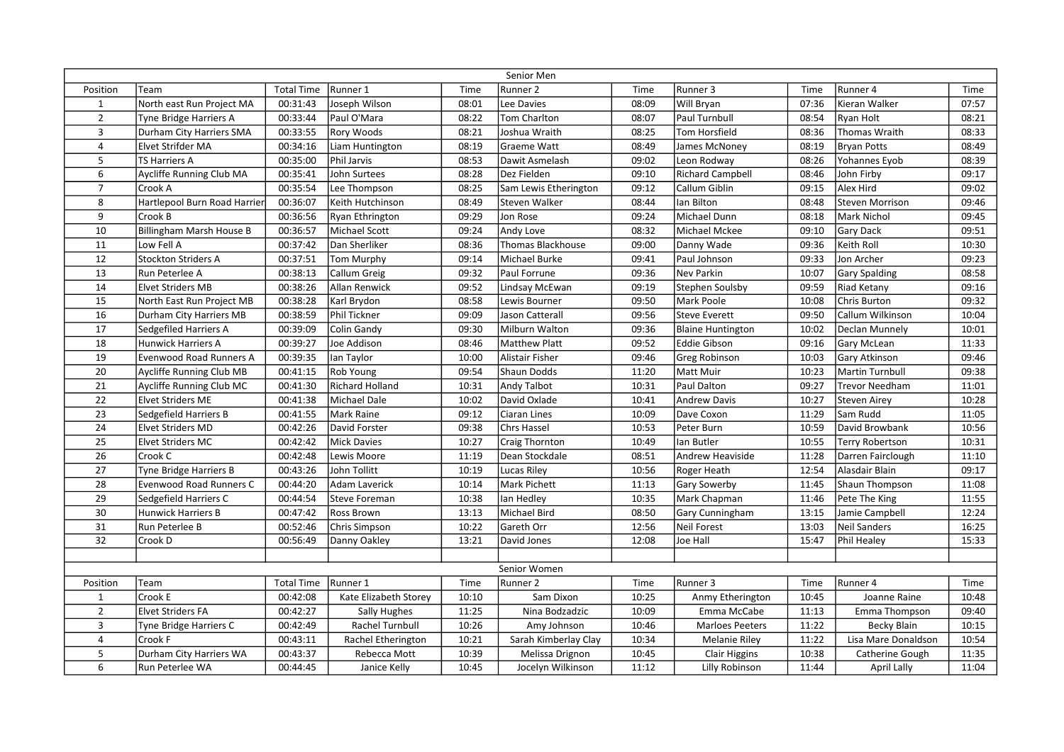## Senior Men

| Position | Team | Total Time | Runner 1 | Time | Runner 2 | Time | Runner 3 | Time | Runner 4 | Time |
|---|---|---|---|---|---|---|---|---|---|---|
| 1 | North east Run Project MA | 00:31:43 | Joseph Wilson | 08:01 | Lee Davies | 08:09 | Will Bryan | 07:36 | Kieran Walker | 07:57 |
| 2 | Tyne Bridge Harriers A | 00:33:44 | Paul O'Mara | 08:22 | Tom Charlton | 08:07 | Paul Turnbull | 08:54 | Ryan Holt | 08:21 |
| 3 | Durham City Harriers SMA | 00:33:55 | Rory Woods | 08:21 | Joshua Wraith | 08:25 | Tom Horsfield | 08:36 | Thomas Wraith | 08:33 |
| 4 | Elvet Strifder MA | 00:34:16 | Liam Huntington | 08:19 | Graeme Watt | 08:49 | James McNoney | 08:19 | Bryan Potts | 08:49 |
| 5 | TS Harriers A | 00:35:00 | Phil Jarvis | 08:53 | Dawit Asmelash | 09:02 | Leon Rodway | 08:26 | Yohannes Eyob | 08:39 |
| 6 | Aycliffe Running Club MA | 00:35:41 | John Surtees | 08:28 | Dez Fielden | 09:10 | Richard Campbell | 08:46 | John Firby | 09:17 |
| 7 | Crook A | 00:35:54 | Lee Thompson | 08:25 | Sam Lewis Etherington | 09:12 | Callum Giblin | 09:15 | Alex Hird | 09:02 |
| 8 | Hartlepool Burn Road Harrier | 00:36:07 | Keith Hutchinson | 08:49 | Steven Walker | 08:44 | Ian Bilton | 08:48 | Steven Morrison | 09:46 |
| 9 | Crook B | 00:36:56 | Ryan Ethrington | 09:29 | Jon Rose | 09:24 | Michael Dunn | 08:18 | Mark Nichol | 09:45 |
| 10 | Billingham Marsh House B | 00:36:57 | Michael Scott | 09:24 | Andy Love | 08:32 | Michael Mckee | 09:10 | Gary Dack | 09:51 |
| 11 | Low Fell A | 00:37:42 | Dan Sherliker | 08:36 | Thomas Blackhouse | 09:00 | Danny Wade | 09:36 | Keith Roll | 10:30 |
| 12 | Stockton Striders A | 00:37:51 | Tom Murphy | 09:14 | Michael Burke | 09:41 | Paul Johnson | 09:33 | Jon Archer | 09:23 |
| 13 | Run Peterlee A | 00:38:13 | Callum Greig | 09:32 | Paul Forrune | 09:36 | Nev Parkin | 10:07 | Gary Spalding | 08:58 |
| 14 | Elvet Striders MB | 00:38:26 | Allan Renwick | 09:52 | Lindsay McEwan | 09:19 | Stephen Soulsby | 09:59 | Riad Ketany | 09:16 |
| 15 | North East Run Project MB | 00:38:28 | Karl Brydon | 08:58 | Lewis Bourner | 09:50 | Mark Poole | 10:08 | Chris Burton | 09:32 |
| 16 | Durham City Harriers MB | 00:38:59 | Phil Tickner | 09:09 | Jason Catterall | 09:56 | Steve Everett | 09:50 | Callum Wilkinson | 10:04 |
| 17 | Sedgefiled Harriers A | 00:39:09 | Colin Gandy | 09:30 | Milburn Walton | 09:36 | Blaine Huntington | 10:02 | Declan Munnely | 10:01 |
| 18 | Hunwick Harriers A | 00:39:27 | Joe Addison | 08:46 | Matthew Platt | 09:52 | Eddie Gibson | 09:16 | Gary McLean | 11:33 |
| 19 | Evenwood Road Runners A | 00:39:35 | Ian Taylor | 10:00 | Alistair Fisher | 09:46 | Greg Robinson | 10:03 | Gary Atkinson | 09:46 |
| 20 | Aycliffe Running Club MB | 00:41:15 | Rob Young | 09:54 | Shaun Dodds | 11:20 | Matt Muir | 10:23 | Martin Turnbull | 09:38 |
| 21 | Aycliffe Running Club MC | 00:41:30 | Richard Holland | 10:31 | Andy Talbot | 10:31 | Paul Dalton | 09:27 | Trevor Needham | 11:01 |
| 22 | Elvet Striders ME | 00:41:38 | Michael Dale | 10:02 | David Oxlade | 10:41 | Andrew Davis | 10:27 | Steven Airey | 10:28 |
| 23 | Sedgefield Harriers B | 00:41:55 | Mark Raine | 09:12 | Ciaran Lines | 10:09 | Dave Coxon | 11:29 | Sam Rudd | 11:05 |
| 24 | Elvet Striders MD | 00:42:26 | David Forster | 09:38 | Chrs Hassel | 10:53 | Peter Burn | 10:59 | David Browbank | 10:56 |
| 25 | Elvet Striders MC | 00:42:42 | Mick Davies | 10:27 | Craig Thornton | 10:49 | Ian Butler | 10:55 | Terry Robertson | 10:31 |
| 26 | Crook C | 00:42:48 | Lewis Moore | 11:19 | Dean Stockdale | 08:51 | Andrew Heaviside | 11:28 | Darren Fairclough | 11:10 |
| 27 | Tyne Bridge Harriers B | 00:43:26 | John Tollitt | 10:19 | Lucas Riley | 10:56 | Roger Heath | 12:54 | Alasdair Blain | 09:17 |
| 28 | Evenwood Road Runners C | 00:44:20 | Adam Laverick | 10:14 | Mark Pichett | 11:13 | Gary Sowerby | 11:45 | Shaun Thompson | 11:08 |
| 29 | Sedgefield Harriers C | 00:44:54 | Steve Foreman | 10:38 | Ian Hedley | 10:35 | Mark Chapman | 11:46 | Pete The King | 11:55 |
| 30 | Hunwick Harriers B | 00:47:42 | Ross Brown | 13:13 | Michael Bird | 08:50 | Gary Cunningham | 13:15 | Jamie Campbell | 12:24 |
| 31 | Run Peterlee B | 00:52:46 | Chris Simpson | 10:22 | Gareth Orr | 12:56 | Neil Forest | 13:03 | Neil Sanders | 16:25 |
| 32 | Crook D | 00:56:49 | Danny Oakley | 13:21 | David Jones | 12:08 | Joe Hall | 15:47 | Phil Healey | 15:33 |

## Senior Women

| Position | Team | Total Time | Runner 1 | Time | Runner 2 | Time | Runner 3 | Time | Runner 4 | Time |
|---|---|---|---|---|---|---|---|---|---|---|
| 1 | Crook E | 00:42:08 | Kate Elizabeth Storey | 10:10 | Sam Dixon | 10:25 | Anmy Etherington | 10:45 | Joanne Raine | 10:48 |
| 2 | Elvet Striders FA | 00:42:27 | Sally Hughes | 11:25 | Nina Bodzadzic | 10:09 | Emma McCabe | 11:13 | Emma Thompson | 09:40 |
| 3 | Tyne Bridge Harriers C | 00:42:49 | Rachel Turnbull | 10:26 | Amy Johnson | 10:46 | Marloes Peeters | 11:22 | Becky Blain | 10:15 |
| 4 | Crook F | 00:43:11 | Rachel Etherington | 10:21 | Sarah Kimberlay Clay | 10:34 | Melanie Riley | 11:22 | Lisa Mare Donaldson | 10:54 |
| 5 | Durham City Harriers WA | 00:43:37 | Rebecca Mott | 10:39 | Melissa Drignon | 10:45 | Clair Higgins | 10:38 | Catherine Gough | 11:35 |
| 6 | Run Peterlee WA | 00:44:45 | Janice Kelly | 10:45 | Jocelyn Wilkinson | 11:12 | Lilly Robinson | 11:44 | April Lally | 11:04 |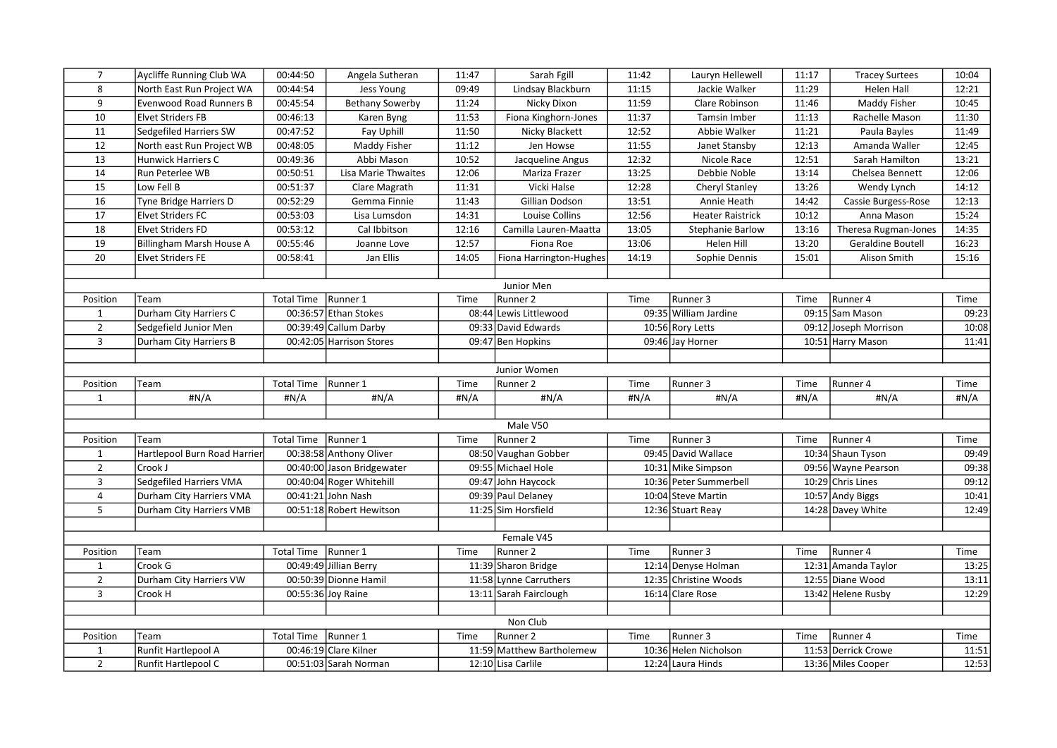| 7 | Aycliffe Running Club WA | 00:44:50 | Angela Sutheran | 11:47 | Sarah Fgill | 11:42 | Lauryn Hellewell | 11:17 | Tracey Surtees | 10:04 |
|---|---|---|---|---|---|---|---|---|---|---|
| 8 | North East Run Project WA | 00:44:54 | Jess Young | 09:49 | Lindsay Blackburn | 11:15 | Jackie Walker | 11:29 | Helen Hall | 12:21 |
| 9 | Evenwood Road Runners B | 00:45:54 | Bethany Sowerby | 11:24 | Nicky Dixon | 11:59 | Clare Robinson | 11:46 | Maddy Fisher | 10:45 |
| 10 | Elvet Striders FB | 00:46:13 | Karen Byng | 11:53 | Fiona Kinghorn-Jones | 11:37 | Tamsin Imber | 11:13 | Rachelle Mason | 11:30 |
| 11 | Sedgefiled Harriers SW | 00:47:52 | Fay Uphill | 11:50 | Nicky Blackett | 12:52 | Abbie Walker | 11:21 | Paula Bayles | 11:49 |
| 12 | North east Run Project WB | 00:48:05 | Maddy Fisher | 11:12 | Jen Howse | 11:55 | Janet Stansby | 12:13 | Amanda Waller | 12:45 |
| 13 | Hunwick Harriers C | 00:49:36 | Abbi Mason | 10:52 | Jacqueline Angus | 12:32 | Nicole Race | 12:51 | Sarah Hamilton | 13:21 |
| 14 | Run Peterlee WB | 00:50:51 | Lisa Marie Thwaites | 12:06 | Mariza Frazer | 13:25 | Debbie Noble | 13:14 | Chelsea Bennett | 12:06 |
| 15 | Low Fell B | 00:51:37 | Clare Magrath | 11:31 | Vicki Halse | 12:28 | Cheryl Stanley | 13:26 | Wendy Lynch | 14:12 |
| 16 | Tyne Bridge Harriers D | 00:52:29 | Gemma Finnie | 11:43 | Gillian Dodson | 13:51 | Annie Heath | 14:42 | Cassie Burgess-Rose | 12:13 |
| 17 | Elvet Striders FC | 00:53:03 | Lisa Lumsdon | 14:31 | Louise Collins | 12:56 | Heater Raistrick | 10:12 | Anna Mason | 15:24 |
| 18 | Elvet Striders FD | 00:53:12 | Cal Ibbitson | 12:16 | Camilla Lauren-Maatta | 13:05 | Stephanie Barlow | 13:16 | Theresa Rugman-Jones | 14:35 |
| 19 | Billingham Marsh House A | 00:55:46 | Joanne Love | 12:57 | Fiona Roe | 13:06 | Helen Hill | 13:20 | Geraldine Boutell | 16:23 |
| 20 | Elvet Striders FE | 00:58:41 | Jan Ellis | 14:05 | Fiona Harrington-Hughes | 14:19 | Sophie Dennis | 15:01 | Alison Smith | 15:16 |

**Junior Men**

| Position | Team | Total Time | Runner 1 | Time | Runner 2 | Time | Runner 3 | Time | Runner 4 | Time |
|---|---|---|---|---|---|---|---|---|---|---|
| 1 | Durham City Harriers C | 00:36:57 | Ethan Stokes | 08:44 | Lewis Littlewood | 09:35 | William Jardine | 09:15 | Sam Mason | 09:23 |
| 2 | Sedgefield Junior Men | 00:39:49 | Callum Darby | 09:33 | David Edwards | 10:56 | Rory Letts | 09:12 | Joseph Morrison | 10:08 |
| 3 | Durham City Harriers B | 00:42:05 | Harrison Stores | 09:47 | Ben Hopkins | 09:46 | Jay Horner | 10:51 | Harry Mason | 11:41 |

**Junior Women**

| Position | Team | Total Time | Runner 1 | Time | Runner 2 | Time | Runner 3 | Time | Runner 4 | Time |
|---|---|---|---|---|---|---|---|---|---|---|
| 1 | #N/A | #N/A | #N/A | #N/A | #N/A | #N/A | #N/A | #N/A | #N/A | #N/A |

**Male V50**

| Position | Team | Total Time | Runner 1 | Time | Runner 2 | Time | Runner 3 | Time | Runner 4 | Time |
|---|---|---|---|---|---|---|---|---|---|---|
| 1 | Hartlepool Burn Road Harrier | 00:38:58 | Anthony Oliver | 08:50 | Vaughan Gobber | 09:45 | David Wallace | 10:34 | Shaun Tyson | 09:49 |
| 2 | Crook J | 00:40:00 | Jason Bridgewater | 09:55 | Michael Hole | 10:31 | Mike Simpson | 09:56 | Wayne Pearson | 09:38 |
| 3 | Sedgefiled Harriers VMA | 00:40:04 | Roger Whitehill | 09:47 | John Haycock | 10:36 | Peter Summerbell | 10:29 | Chris Lines | 09:12 |
| 4 | Durham City Harriers VMA | 00:41:21 | John Nash | 09:39 | Paul Delaney | 10:04 | Steve Martin | 10:57 | Andy Biggs | 10:41 |
| 5 | Durham City Harriers VMB | 00:51:18 | Robert Hewitson | 11:25 | Sim Horsfield | 12:36 | Stuart Reay | 14:28 | Davey White | 12:49 |

**Female V45**

| Position | Team | Total Time | Runner 1 | Time | Runner 2 | Time | Runner 3 | Time | Runner 4 | Time |
|---|---|---|---|---|---|---|---|---|---|---|
| 1 | Crook G | 00:49:49 | Jillian Berry | 11:39 | Sharon Bridge | 12:14 | Denyse Holman | 12:31 | Amanda Taylor | 13:25 |
| 2 | Durham City Harriers VW | 00:50:39 | Dionne Hamil | 11:58 | Lynne Carruthers | 12:35 | Christine Woods | 12:55 | Diane Wood | 13:11 |
| 3 | Crook H | 00:55:36 | Joy Raine | 13:11 | Sarah Fairclough | 16:14 | Clare Rose | 13:42 | Helene Rusby | 12:29 |

**Non Club**

| Position | Team | Total Time | Runner 1 | Time | Runner 2 | Time | Runner 3 | Time | Runner 4 | Time |
|---|---|---|---|---|---|---|---|---|---|---|
| 1 | Runfit Hartlepool A | 00:46:19 | Clare Kilner | 11:59 | Matthew Bartholemew | 10:36 | Helen Nicholson | 11:53 | Derrick Crowe | 11:51 |
| 2 | Runfit Hartlepool C | 00:51:03 | Sarah Norman | 12:10 | Lisa Carlile | 12:24 | Laura Hinds | 13:36 | Miles Cooper | 12:53 |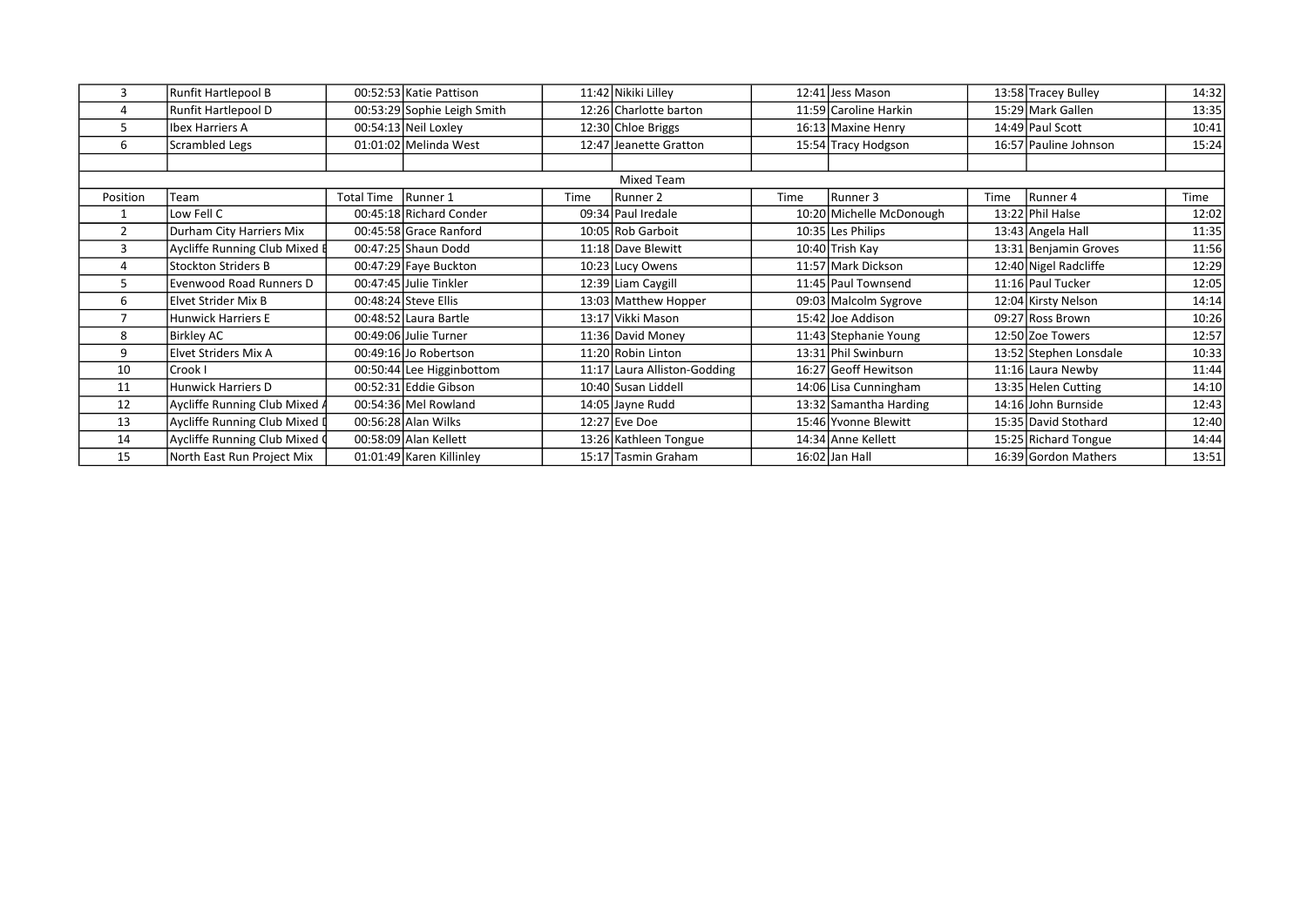| | | | | | | | | | | |
|---|---|---|---|---|---|---|---|---|---|---|
| 3 | Runfit Hartlepool B | 00:52:53 | Katie Pattison | 11:42 | Nikiki Lilley | 12:41 | Jess Mason | 13:58 | Tracey Bulley | 14:32 |
| 4 | Runfit Hartlepool D | 00:53:29 | Sophie Leigh Smith | 12:26 | Charlotte barton | 11:59 | Caroline Harkin | 15:29 | Mark Gallen | 13:35 |
| 5 | Ibex Harriers A | 00:54:13 | Neil Loxley | 12:30 | Chloe Briggs | 16:13 | Maxine Henry | 14:49 | Paul Scott | 10:41 |
| 6 | Scrambled Legs | 01:01:02 | Melinda West | 12:47 | Jeanette Gratton | 15:54 | Tracy Hodgson | 16:57 | Pauline Johnson | 15:24 |
| | | | | | | | | | | |
| | | | | | Mixed Team | | | | | |
| Position | Team | Total Time | Runner 1 | Time | Runner 2 | Time | Runner 3 | Time | Runner 4 | Time |
| 1 | Low Fell C | 00:45:18 | Richard Conder | 09:34 | Paul Iredale | 10:20 | Michelle McDonough | 13:22 | Phil Halse | 12:02 |
| 2 | Durham City Harriers Mix | 00:45:58 | Grace Ranford | 10:05 | Rob Garboit | 10:35 | Les Philips | 13:43 | Angela Hall | 11:35 |
| 3 | Aycliffe Running Club Mixed E | 00:47:25 | Shaun Dodd | 11:18 | Dave Blewitt | 10:40 | Trish Kay | 13:31 | Benjamin Groves | 11:56 |
| 4 | Stockton Striders B | 00:47:29 | Faye Buckton | 10:23 | Lucy Owens | 11:57 | Mark Dickson | 12:40 | Nigel Radcliffe | 12:29 |
| 5 | Evenwood Road Runners D | 00:47:45 | Julie Tinkler | 12:39 | Liam Caygill | 11:45 | Paul Townsend | 11:16 | Paul Tucker | 12:05 |
| 6 | Elvet Strider Mix B | 00:48:24 | Steve Ellis | 13:03 | Matthew Hopper | 09:03 | Malcolm Sygrove | 12:04 | Kirsty Nelson | 14:14 |
| 7 | Hunwick Harriers E | 00:48:52 | Laura Bartle | 13:17 | Vikki Mason | 15:42 | Joe Addison | 09:27 | Ross Brown | 10:26 |
| 8 | Birkley AC | 00:49:06 | Julie Turner | 11:36 | David Money | 11:43 | Stephanie Young | 12:50 | Zoe Towers | 12:57 |
| 9 | Elvet Striders Mix A | 00:49:16 | Jo Robertson | 11:20 | Robin Linton | 13:31 | Phil Swinburn | 13:52 | Stephen Lonsdale | 10:33 |
| 10 | Crook I | 00:50:44 | Lee Higginbottom | 11:17 | Laura Alliston-Godding | 16:27 | Geoff Hewitson | 11:16 | Laura Newby | 11:44 |
| 11 | Hunwick Harriers D | 00:52:31 | Eddie Gibson | 10:40 | Susan Liddell | 14:06 | Lisa Cunningham | 13:35 | Helen Cutting | 14:10 |
| 12 | Aycliffe Running Club Mixed A | 00:54:36 | Mel Rowland | 14:05 | Jayne Rudd | 13:32 | Samantha Harding | 14:16 | John Burnside | 12:43 |
| 13 | Aycliffe Running Club Mixed D | 00:56:28 | Alan Wilks | 12:27 | Eve Doe | 15:46 | Yvonne Blewitt | 15:35 | David Stothard | 12:40 |
| 14 | Aycliffe Running Club Mixed C | 00:58:09 | Alan Kellett | 13:26 | Kathleen Tongue | 14:34 | Anne Kellett | 15:25 | Richard Tongue | 14:44 |
| 15 | North East Run Project Mix | 01:01:49 | Karen Killinley | 15:17 | Tasmin Graham | 16:02 | Jan Hall | 16:39 | Gordon Mathers | 13:51 |